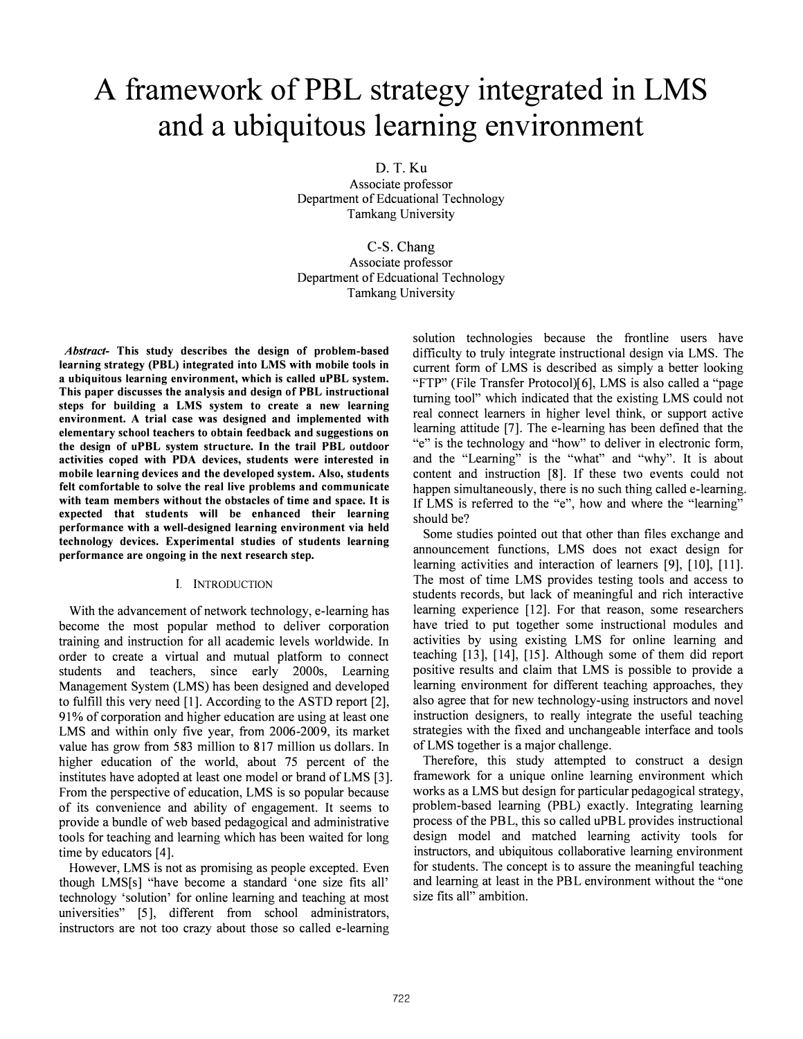# A framework of PBL strategy integrated in LMS and a ubiquitous learning environment

D. T. Ku
Associate professor
Department of Edcuational Technology
Tamkang University

C-S. Chang
Associate professor
Department of Edcuational Technology
Tamkang University

***Abstract*- This study describes the design of problem-based learning strategy (PBL) integrated into LMS with mobile tools in a ubiquitous learning environment, which is called uPBL system. This paper discusses the analysis and design of PBL instructional steps for building a LMS system to create a new learning environment. A trial case was designed and implemented with elementary school teachers to obtain feedback and suggestions on the design of uPBL system structure. In the trail PBL outdoor activities coped with PDA devices, students were interested in mobile learning devices and the developed system. Also, students felt comfortable to solve the real live problems and communicate with team members without the obstacles of time and space. It is expected that students will be enhanced their learning performance with a well-designed learning environment via held technology devices. Experimental studies of students learning performance are ongoing in the next research step.**

## I. Introduction

With the advancement of network technology, e-learning has become the most popular method to deliver corporation training and instruction for all academic levels worldwide. In order to create a virtual and mutual platform to connect students and teachers, since early 2000s, Learning Management System (LMS) has been designed and developed to fulfill this very need [1]. According to the ASTD report [2], 91% of corporation and higher education are using at least one LMS and within only five year, from 2006-2009, its market value has grow from 583 million to 817 million us dollars. In higher education of the world, about 75 percent of the institutes have adopted at least one model or brand of LMS [3]. From the perspective of education, LMS is so popular because of its convenience and ability of engagement. It seems to provide a bundle of web based pedagogical and administrative tools for teaching and learning which has been waited for long time by educators [4].

However, LMS is not as promising as people excepted. Even though LMS[s] "have become a standard 'one size fits all' technology 'solution' for online learning and teaching at most universities" [5], different from school administrators, instructors are not too crazy about those so called e-learning solution technologies because the frontline users have difficulty to truly integrate instructional design via LMS. The current form of LMS is described as simply a better looking "FTP" (File Transfer Protocol)[6], LMS is also called a "page turning tool" which indicated that the existing LMS could not real connect learners in higher level think, or support active learning attitude [7]. The e-learning has been defined that the "e" is the technology and "how" to deliver in electronic form, and the "Learning" is the "what" and "why". It is about content and instruction [8]. If these two events could not happen simultaneously, there is no such thing called e-learning. If LMS is referred to the "e", how and where the "learning" should be?

Some studies pointed out that other than files exchange and announcement functions, LMS does not exact design for learning activities and interaction of learners [9], [10], [11]. The most of time LMS provides testing tools and access to students records, but lack of meaningful and rich interactive learning experience [12]. For that reason, some researchers have tried to put together some instructional modules and activities by using existing LMS for online learning and teaching [13], [14], [15]. Although some of them did report positive results and claim that LMS is possible to provide a learning environment for different teaching approaches, they also agree that for new technology-using instructors and novel instruction designers, to really integrate the useful teaching strategies with the fixed and unchangeable interface and tools of LMS together is a major challenge.

Therefore, this study attempted to construct a design framework for a unique online learning environment which works as a LMS but design for particular pedagogical strategy, problem-based learning (PBL) exactly. Integrating learning process of the PBL, this so called uPBL provides instructional design model and matched learning activity tools for instructors, and ubiquitous collaborative learning environment for students. The concept is to assure the meaningful teaching and learning at least in the PBL environment without the "one size fits all" ambition.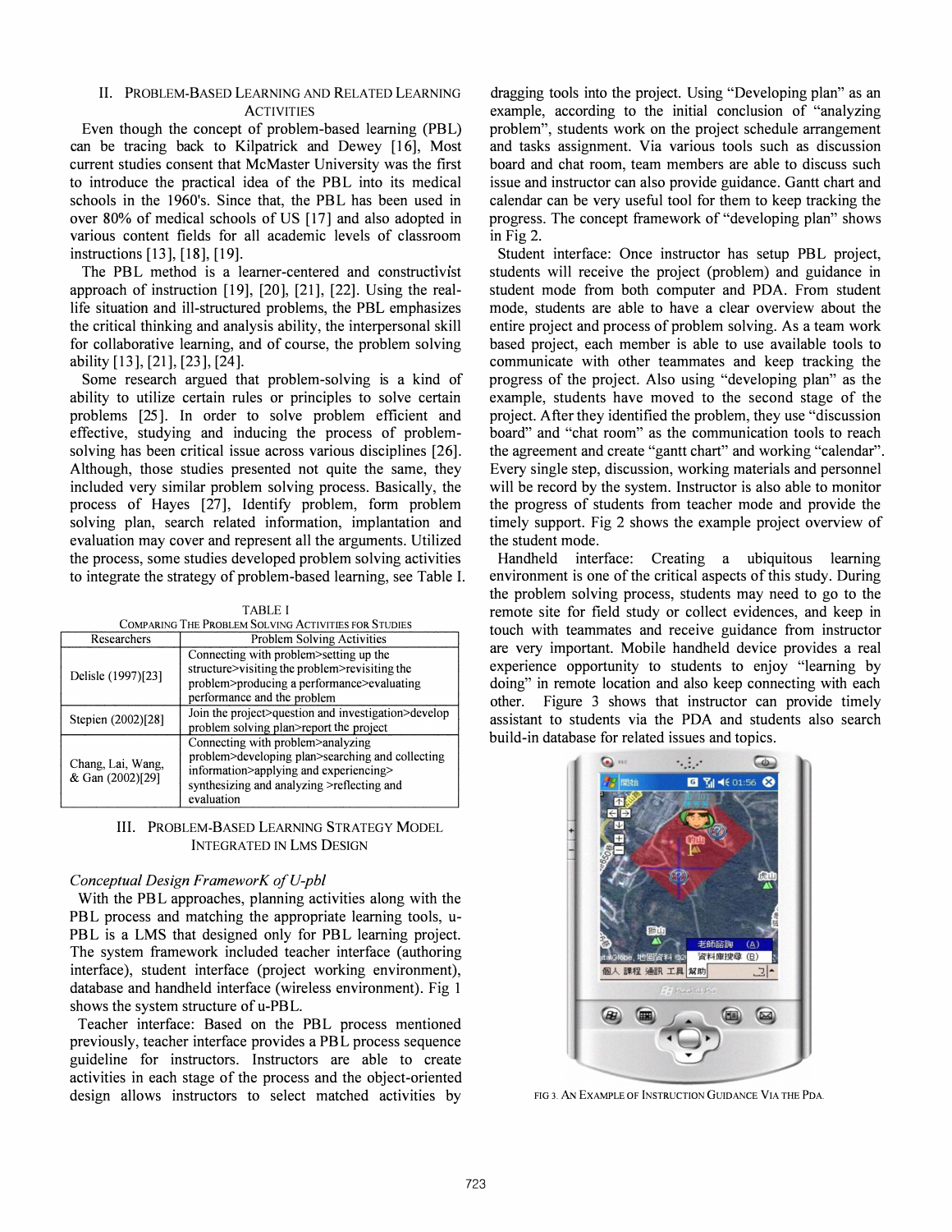## II. Problem-Based Learning and Related Learning Activities

Even though the concept of problem-based learning (PBL) can be tracing back to Kilpatrick and Dewey [16], Most current studies consent that McMaster University was the first to introduce the practical idea of the PBL into its medical schools in the 1960's. Since that, the PBL has been used in over 80% of medical schools of US [17] and also adopted in various content fields for all academic levels of classroom instructions [13], [18], [19].

The PBL method is a learner-centered and constructivist approach of instruction [19], [20], [21], [22]. Using the real-life situation and ill-structured problems, the PBL emphasizes the critical thinking and analysis ability, the interpersonal skill for collaborative learning, and of course, the problem solving ability [13], [21], [23], [24].

Some research argued that problem-solving is a kind of ability to utilize certain rules or principles to solve certain problems [25]. In order to solve problem efficient and effective, studying and inducing the process of problem-solving has been critical issue across various disciplines [26]. Although, those studies presented not quite the same, they included very similar problem solving process. Basically, the process of Hayes [27], Identify problem, form problem solving plan, search related information, implantation and evaluation may cover and represent all the arguments. Utilized the process, some studies developed problem solving activities to integrate the strategy of problem-based learning, see Table I.

TABLE I
Comparing The Problem Solving Activities for Studies

| Researchers | Problem Solving Activities |
|---|---|
| Delisle (1997)[23] | Connecting with problem>setting up the structure>visiting the problem>revisiting the problem>producing a performance>evaluating performance and the problem |
| Stepien (2002)[28] | Join the project>question and investigation>develop problem solving plan>report the project |
| Chang, Lai, Wang, & Gan (2002)[29] | Connecting with problem>analyzing problem>developing plan>searching and collecting information>applying and experiencing> synthesizing and analyzing >reflecting and evaluation |

## III. Problem-Based Learning Strategy Model Integrated in LMS Design

### *Conceptual Design FrameworK of U-pbl*

With the PBL approaches, planning activities along with the PBL process and matching the appropriate learning tools, u-PBL is a LMS that designed only for PBL learning project. The system framework included teacher interface (authoring interface), student interface (project working environment), database and handheld interface (wireless environment). Fig 1 shows the system structure of u-PBL.

Teacher interface: Based on the PBL process mentioned previously, teacher interface provides a PBL process sequence guideline for instructors. Instructors are able to create activities in each stage of the process and the object-oriented design allows instructors to select matched activities by dragging tools into the project. Using "Developing plan" as an example, according to the initial conclusion of "analyzing problem", students work on the project schedule arrangement and tasks assignment. Via various tools such as discussion board and chat room, team members are able to discuss such issue and instructor can also provide guidance. Gantt chart and calendar can be very useful tool for them to keep tracking the progress. The concept framework of "developing plan" shows in Fig 2.

Student interface: Once instructor has setup PBL project, students will receive the project (problem) and guidance in student mode from both computer and PDA. From student mode, students are able to have a clear overview about the entire project and process of problem solving. As a team work based project, each member is able to use available tools to communicate with other teammates and keep tracking the progress of the project. Also using "developing plan" as the example, students have moved to the second stage of the project. After they identified the problem, they use "discussion board" and "chat room" as the communication tools to reach the agreement and create "gantt chart" and working "calendar". Every single step, discussion, working materials and personnel will be record by the system. Instructor is also able to monitor the progress of students from teacher mode and provide the timely support. Fig 2 shows the example project overview of the student mode.

Handheld interface: Creating a ubiquitous learning environment is one of the critical aspects of this study. During the problem solving process, students may need to go to the remote site for field study or collect evidences, and keep in touch with teammates and receive guidance from instructor are very important. Mobile handheld device provides a real experience opportunity to students to enjoy "learning by doing" in remote location and also keep connecting with each other. Figure 3 shows that instructor can provide timely assistant to students via the PDA and students also search build-in database for related issues and topics.

Fig 3. An Example of Instruction Guidance Via the PDA.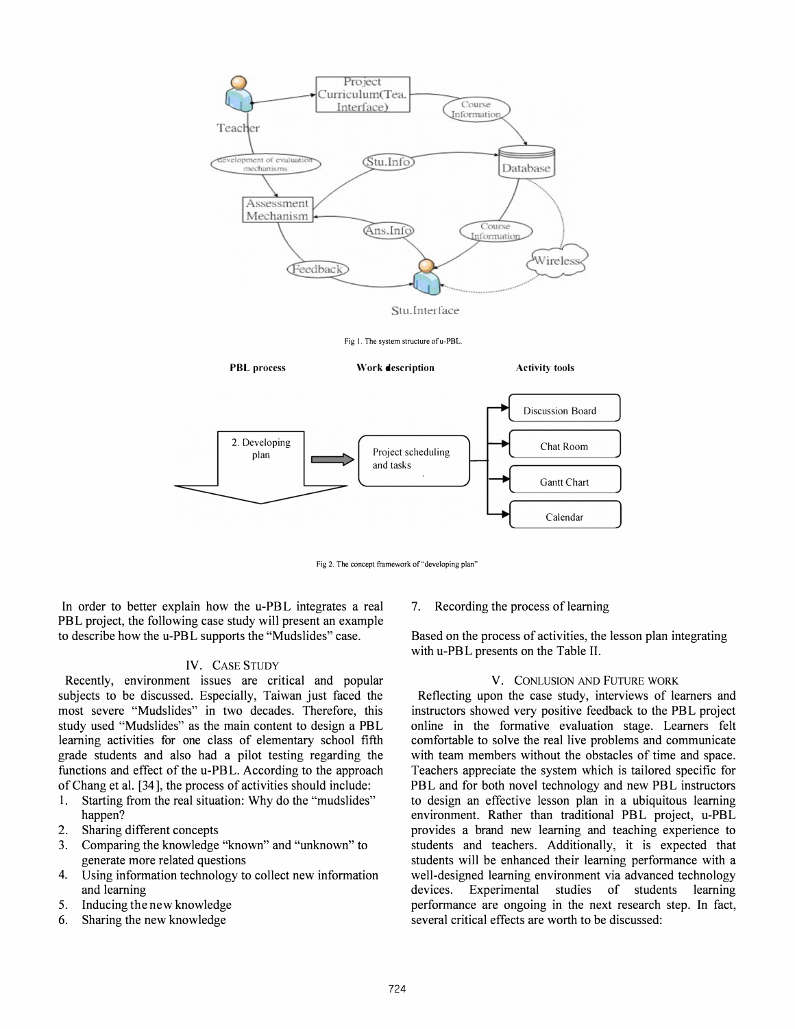Fig 1. The system structure of u-PBL.

Fig 2. The concept framework of "developing plan"

In order to better explain how the u-PBL integrates a real PBL project, the following case study will present an example to describe how the u-PBL supports the "Mudslides" case.

## IV. CASE STUDY

Recently, environment issues are critical and popular subjects to be discussed. Especially, Taiwan just faced the most severe "Mudslides" in two decades. Therefore, this study used "Mudslides" as the main content to design a PBL learning activities for one class of elementary school fifth grade students and also had a pilot testing regarding the functions and effect of the u-PBL. According to the approach of Chang et al. [34], the process of activities should include:

1. Starting from the real situation: Why do the "mudslides" happen?
2. Sharing different concepts
3. Comparing the knowledge "known" and "unknown" to generate more related questions
4. Using information technology to collect new information and learning
5. Inducing the new knowledge
6. Sharing the new knowledge
7. Recording the process of learning

Based on the process of activities, the lesson plan integrating with u-PBL presents on the Table II.

## V. CONLUSION AND FUTURE WORK

Reflecting upon the case study, interviews of learners and instructors showed very positive feedback to the PBL project online in the formative evaluation stage. Learners felt comfortable to solve the real live problems and communicate with team members without the obstacles of time and space. Teachers appreciate the system which is tailored specific for PBL and for both novel technology and new PBL instructors to design an effective lesson plan in a ubiquitous learning environment. Rather than traditional PBL project, u-PBL provides a brand new learning and teaching experience to students and teachers. Additionally, it is expected that students will be enhanced their learning performance with a well-designed learning environment via advanced technology devices. Experimental studies of students learning performance are ongoing in the next research step. In fact, several critical effects are worth to be discussed: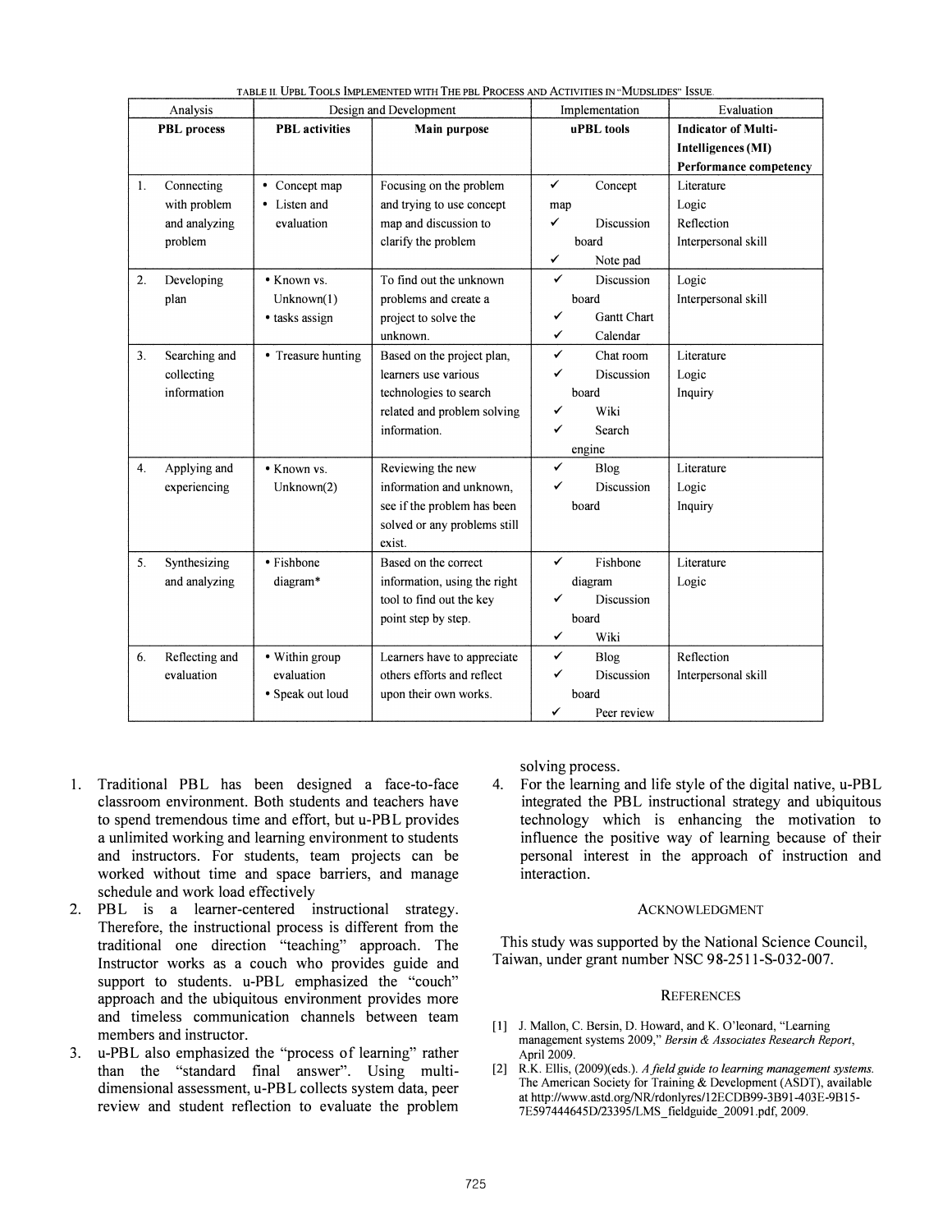TABLE II. UPBL TOOLS IMPLEMENTED WITH THE PBL PROCESS AND ACTIVITIES IN "MUDSLIDES" ISSUE.

| Analysis | Design and Development | | Implementation | Evaluation |
|---|---|---|---|---|
| **PBL process** | **PBL activities** | **Main purpose** | **uPBL tools** | **Indicator of Multi-Intelligences (MI) Performance competency** |
| 1. Connecting with problem and analyzing problem | • Concept map • Listen and evaluation | Focusing on the problem and trying to use concept map and discussion to clarify the problem | ✓ Concept map ✓ Discussion board ✓ Note pad | Literature Logic Reflection Interpersonal skill |
| 2. Developing plan | • Known vs. Unknown(1) • tasks assign | To find out the unknown problems and create a project to solve the unknown. | ✓ Discussion board ✓ Gantt Chart ✓ Calendar | Logic Interpersonal skill |
| 3. Searching and collecting information | • Treasure hunting | Based on the project plan, learners use various technologies to search related and problem solving information. | ✓ Chat room ✓ Discussion board ✓ Wiki ✓ Search engine | Literature Logic Inquiry |
| 4. Applying and experiencing | • Known vs. Unknown(2) | Reviewing the new information and unknown, see if the problem has been solved or any problems still exist. | ✓ Blog ✓ Discussion board | Literature Logic Inquiry |
| 5. Synthesizing and analyzing | • Fishbone diagram* | Based on the correct information, using the right tool to find out the key point step by step. | ✓ Fishbone diagram ✓ Discussion board ✓ Wiki | Literature Logic |
| 6. Reflecting and evaluation | • Within group evaluation • Speak out loud | Learners have to appreciate others efforts and reflect upon their own works. | ✓ Blog ✓ Discussion board ✓ Peer review | Reflection Interpersonal skill |

1. Traditional PBL has been designed a face-to-face classroom environment. Both students and teachers have to spend tremendous time and effort, but u-PBL provides a unlimited working and learning environment to students and instructors. For students, team projects can be worked without time and space barriers, and manage schedule and work load effectively
2. PBL is a learner-centered instructional strategy. Therefore, the instructional process is different from the traditional one direction "teaching" approach. The Instructor works as a couch who provides guide and support to students. u-PBL emphasized the "couch" approach and the ubiquitous environment provides more and timeless communication channels between team members and instructor.
3. u-PBL also emphasized the "process of learning" rather than the "standard final answer". Using multi-dimensional assessment, u-PBL collects system data, peer review and student reflection to evaluate the problem solving process.
4. For the learning and life style of the digital native, u-PBL integrated the PBL instructional strategy and ubiquitous technology which is enhancing the motivation to influence the positive way of learning because of their personal interest in the approach of instruction and interaction.

## ACKNOWLEDGMENT

This study was supported by the National Science Council, Taiwan, under grant number NSC 98-2511-S-032-007.

## REFERENCES

[1] J. Mallon, C. Bersin, D. Howard, and K. O'leonard, "Learning management systems 2009," *Bersin & Associates Research Report*, April 2009.

[2] R.K. Ellis, (2009)(eds.). *A field guide to learning management systems.* The American Society for Training & Development (ASDT), available at http://www.astd.org/NR/rdonlyres/12ECDB99-3B91-403E-9B15-7E597444645D/23395/LMS_fieldguide_20091.pdf, 2009.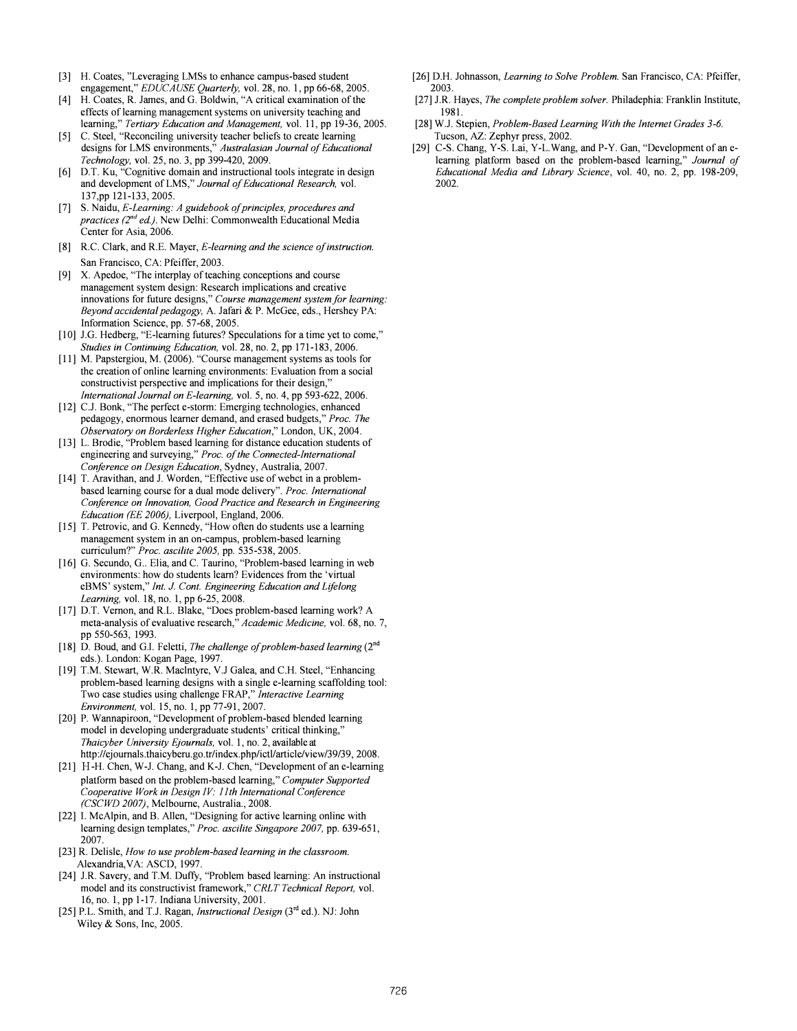[3] H. Coates, "Leveraging LMSs to enhance campus-based student engagement," *EDUCAUSE Quarterly,* vol. 28, no. 1, pp 66-68, 2005.

[4] H. Coates, R. James, and G. Boldwin, "A critical examination of the effects of learning management systems on university teaching and learning," *Tertiary Education and Management,* vol. 11, pp 19-36, 2005.

[5] C. Steel, "Reconciling university teacher beliefs to create learning designs for LMS environments," *Australasian Journal of Educational Technology,* vol. 25, no. 3, pp 399-420, 2009.

[6] D.T. Ku, "Cognitive domain and instructional tools integrate in design and development of LMS," *Journal of Educational Research,* vol. 137,pp 121-133, 2005.

[7] S. Naidu, *E-Learning: A guidebook of principles, procedures and practices (2nd ed.).* New Delhi: Commonwealth Educational Media Center for Asia, 2006.

[8] R.C. Clark, and R.E. Mayer, *E-learning and the science of instruction.* San Francisco, CA: Pfeiffer, 2003.

[9] X. Apedoe, "The interplay of teaching conceptions and course management system design: Research implications and creative innovations for future designs," *Course management system for learning: Beyond accidental pedagogy,* A. Jafari & P. McGee, eds., Hershey PA: Information Science, pp. 57-68, 2005.

[10] J.G. Hedberg, "E-learning futures? Speculations for a time yet to come," *Studies in Continuing Education,* vol. 28, no. 2, pp 171-183, 2006.

[11] M. Papstergiou, M. (2006). "Course management systems as tools for the creation of online learning environments: Evaluation from a social constructivist perspective and implications for their design," *International Journal on E-learning,* vol. 5, no. 4, pp 593-622, 2006.

[12] C.J. Bonk, "The perfect e-storm: Emerging technologies, enhanced pedagogy, enormous learner demand, and erased budgets," *Proc. The Observatory on Borderless Higher Education*," London, UK, 2004.

[13] L. Brodie, "Problem based learning for distance education students of engineering and surveying," *Proc. of the Connected-International Conference on Design Education*, Sydney, Australia, 2007.

[14] T. Aravithan, and J. Worden, "Effective use of webct in a problem-based learning course for a dual mode delivery". *Proc. International Conference on Innovation, Good Practice and Research in Engineering Education (EE 2006),* Liverpool, England, 2006.

[15] T. Petrovic, and G. Kennedy, "How often do students use a learning management system in an on-campus, problem-based learning curriculum?" *Proc. ascilite 2005,* pp. 535-538, 2005.

[16] G. Secundo, G.. Elia, and C. Taurino, "Problem-based learning in web environments: how do students learn? Evidences from the 'virtual eBMS' system," *Int. J. Cont. Engineering Education and Lifelong Learning,* vol. 18, no. 1, pp 6-25, 2008.

[17] D.T. Vernon, and R.L. Blake, "Does problem-based learning work? A meta-analysis of evaluative research," *Academic Medicine,* vol. 68, no. 7, pp 550-563, 1993.

[18] D. Boud, and G.I. Feletti, *The challenge of problem-based learning* (2nd eds.). London: Kogan Page, 1997.

[19] T.M. Stewart, W.R. MacIntyre, V.J Galea, and C.H. Steel, "Enhancing problem-based learning designs with a single e-learning scaffolding tool: Two case studies using challenge FRAP," *Interactive Learning Environment,* vol. 15, no. 1, pp 77-91, 2007.

[20] P. Wannapiroon, "Development of problem-based blended learning model in developing undergraduate students' critical thinking," *Thaicyber University Ejournals,* vol. 1, no. 2, available at http://ejournals.thaicyberu.go.tr/index.php/ictl/article/view/39/39, 2008.

[21] H-H. Chen, W-J. Chang, and K-J. Chen, "Development of an e-learning platform based on the problem-based learning," *Computer Supported Cooperative Work in Design IV: 11th International Conference (CSCWD 2007)*, Melbourne, Australia., 2008.

[22] I. McAlpin, and B. Allen, "Designing for active learning online with learning design templates," *Proc. ascilite Singapore 2007,* pp. 639-651, 2007.

[23] R. Delisle, *How to use problem-based learning in the classroom.* Alexandria,VA: ASCD, 1997.

[24] J.R. Savery, and T.M. Duffy, "Problem based learning: An instructional model and its constructivist framework," *CRLT Technical Report,* vol. 16, no. 1, pp 1-17. Indiana University, 2001.

[25] P.L. Smith, and T.J. Ragan, *Instructional Design* (3rd ed.). NJ: John Wiley & Sons, Inc, 2005.

[26] D.H. Johnasson, *Learning to Solve Problem.* San Francisco, CA: Pfeiffer, 2003.

[27] J.R. Hayes, *The complete problem solver.* Philadephia: Franklin Institute, 1981.

[28] W.J. Stepien, *Problem-Based Learning With the Internet Grades 3-6.* Tucson, AZ: Zephyr press, 2002.

[29] C-S. Chang, Y-S. Lai, Y-L.Wang, and P-Y. Gan, "Development of an e-learning platform based on the problem-based learning," *Journal of Educational Media and Library Science*, vol. 40, no. 2, pp. 198-209, 2002.